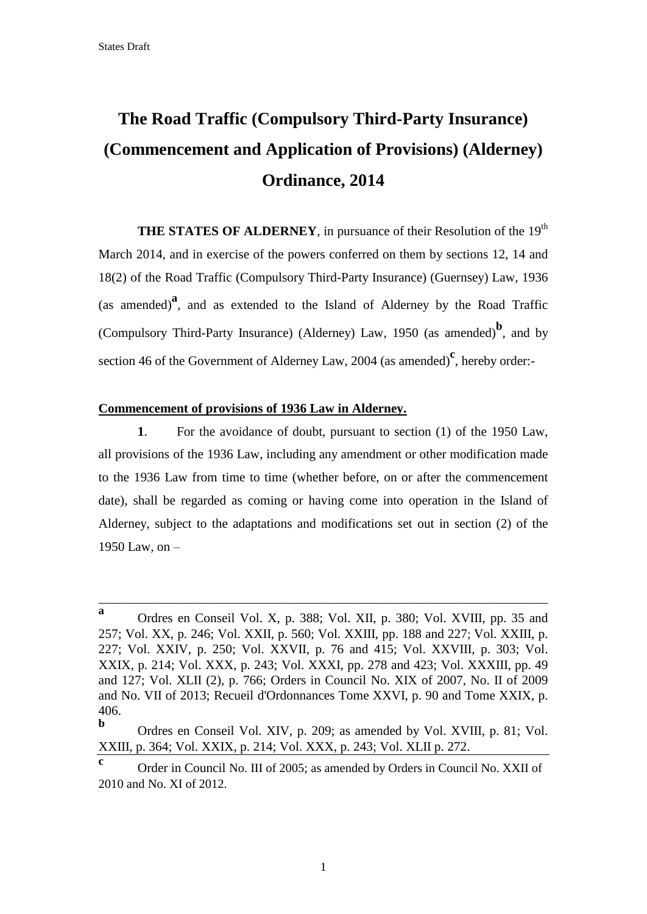# The Road Traffic (Compulsory Third-Party Insurance) (Commencement and Application of Provisions) (Alderney) Ordinance, 2014

**THE STATES OF ALDERNEY**, in pursuance of their Resolution of the 19th March 2014, and in exercise of the powers conferred on them by sections 12, 14 and 18(2) of the Road Traffic (Compulsory Third-Party Insurance) (Guernsey) Law, 1936 (as amended)[a], and as extended to the Island of Alderney by the Road Traffic (Compulsory Third-Party Insurance) (Alderney) Law, 1950 (as amended)[b], and by section 46 of the Government of Alderney Law, 2004 (as amended)[c], hereby order:-

**Commencement of provisions of 1936 Law in Alderney.**

**1**. For the avoidance of doubt, pursuant to section (1) of the 1950 Law, all provisions of the 1936 Law, including any amendment or other modification made to the 1936 Law from time to time (whether before, on or after the commencement date), shall be regarded as coming or having come into operation in the Island of Alderney, subject to the adaptations and modifications set out in section (2) of the 1950 Law, on –

---

[a] Ordres en Conseil Vol. X, p. 388; Vol. XII, p. 380; Vol. XVIII, pp. 35 and 257; Vol. XX, p. 246; Vol. XXII, p. 560; Vol. XXIII, pp. 188 and 227; Vol. XXIII, p. 227; Vol. XXIV, p. 250; Vol. XXVII, p. 76 and 415; Vol. XXVIII, p. 303; Vol. XXIX, p. 214; Vol. XXX, p. 243; Vol. XXXI, pp. 278 and 423; Vol. XXXIII, pp. 49 and 127; Vol. XLII (2), p. 766; Orders in Council No. XIX of 2007, No. II of 2009 and No. VII of 2013; Recueil d'Ordonnances Tome XXVI, p. 90 and Tome XXIX, p. 406.

[b] Ordres en Conseil Vol. XIV, p. 209; as amended by Vol. XVIII, p. 81; Vol. XXIII, p. 364; Vol. XXIX, p. 214; Vol. XXX, p. 243; Vol. XLII p. 272.

[c] Order in Council No. III of 2005; as amended by Orders in Council No. XXII of 2010 and No. XI of 2012.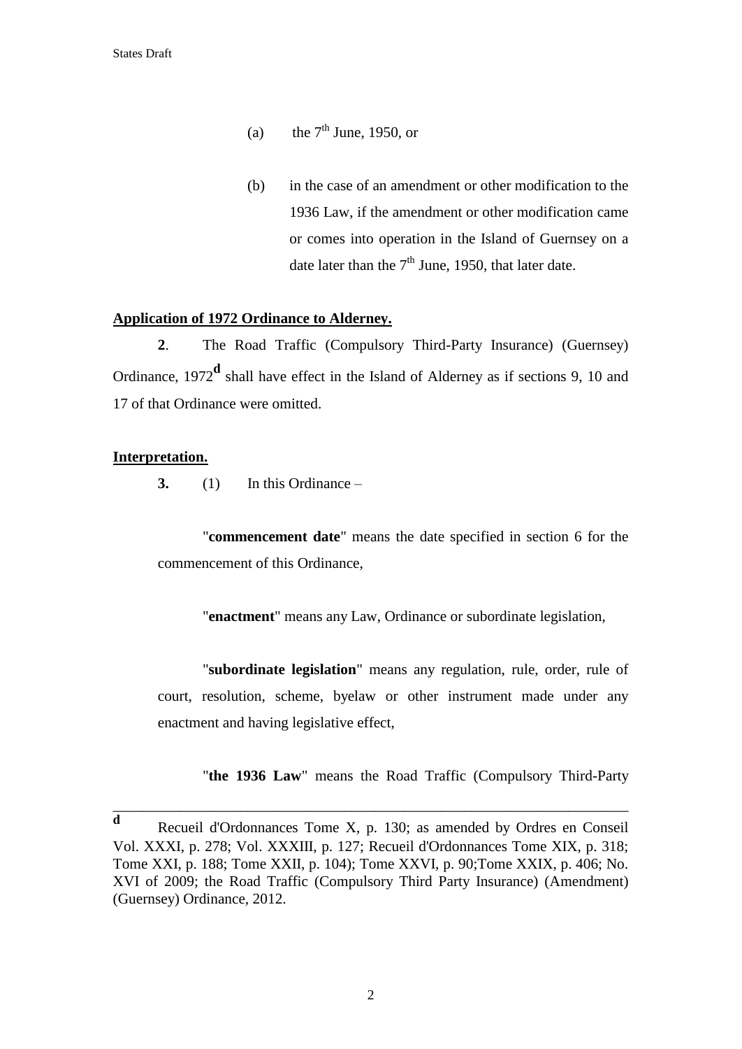(a) the 7th June, 1950, or

(b) in the case of an amendment or other modification to the 1936 Law, if the amendment or other modification came or comes into operation in the Island of Guernsey on a date later than the 7th June, 1950, that later date.

**Application of 1972 Ordinance to Alderney.**

**2**. The Road Traffic (Compulsory Third-Party Insurance) (Guernsey) Ordinance, 1972[d] shall have effect in the Island of Alderney as if sections 9, 10 and 17 of that Ordinance were omitted.

**Interpretation.**

**3.** (1) In this Ordinance –

"**commencement date**" means the date specified in section 6 for the commencement of this Ordinance,

"**enactment**" means any Law, Ordinance or subordinate legislation,

"**subordinate legislation**" means any regulation, rule, order, rule of court, resolution, scheme, byelaw or other instrument made under any enactment and having legislative effect,

"**the 1936 Law**" means the Road Traffic (Compulsory Third-Party

---

[d] Recueil d'Ordonnances Tome X, p. 130; as amended by Ordres en Conseil Vol. XXXI, p. 278; Vol. XXXIII, p. 127; Recueil d'Ordonnances Tome XIX, p. 318; Tome XXI, p. 188; Tome XXII, p. 104); Tome XXVI, p. 90;Tome XXIX, p. 406; No. XVI of 2009; the Road Traffic (Compulsory Third Party Insurance) (Amendment) (Guernsey) Ordinance, 2012.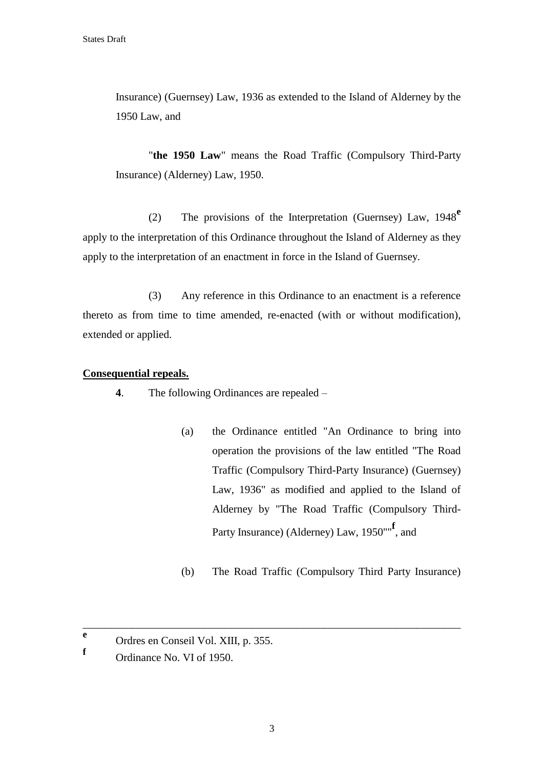Insurance) (Guernsey) Law, 1936 as extended to the Island of Alderney by the 1950 Law, and

"**the 1950 Law**" means the Road Traffic (Compulsory Third-Party Insurance) (Alderney) Law, 1950.

(2) The provisions of the Interpretation (Guernsey) Law, 1948[e] apply to the interpretation of this Ordinance throughout the Island of Alderney as they apply to the interpretation of an enactment in force in the Island of Guernsey.

(3) Any reference in this Ordinance to an enactment is a reference thereto as from time to time amended, re-enacted (with or without modification), extended or applied.

**Consequential repeals.**

**4**. The following Ordinances are repealed –

(a) the Ordinance entitled "An Ordinance to bring into operation the provisions of the law entitled "The Road Traffic (Compulsory Third-Party Insurance) (Guernsey) Law, 1936" as modified and applied to the Island of Alderney by "The Road Traffic (Compulsory Third-Party Insurance) (Alderney) Law, 1950""[f], and

(b) The Road Traffic (Compulsory Third Party Insurance)

---

[e] Ordres en Conseil Vol. XIII, p. 355.

[f] Ordinance No. VI of 1950.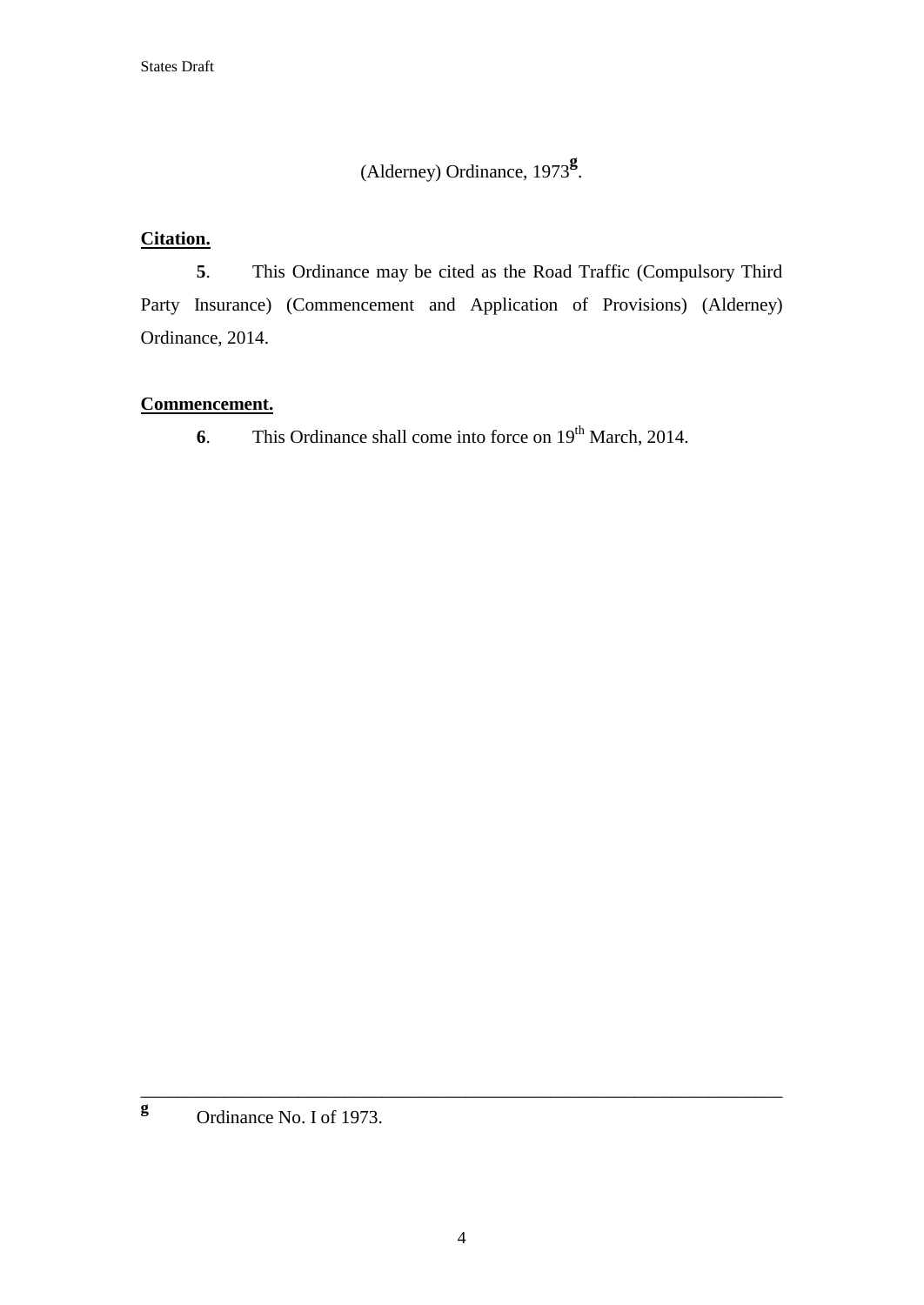(Alderney) Ordinance, 1973[g].

**Citation.**

**5**. This Ordinance may be cited as the Road Traffic (Compulsory Third Party Insurance) (Commencement and Application of Provisions) (Alderney) Ordinance, 2014.

**Commencement.**

**6**. This Ordinance shall come into force on 19th March, 2014.

---

[g] Ordinance No. I of 1973.